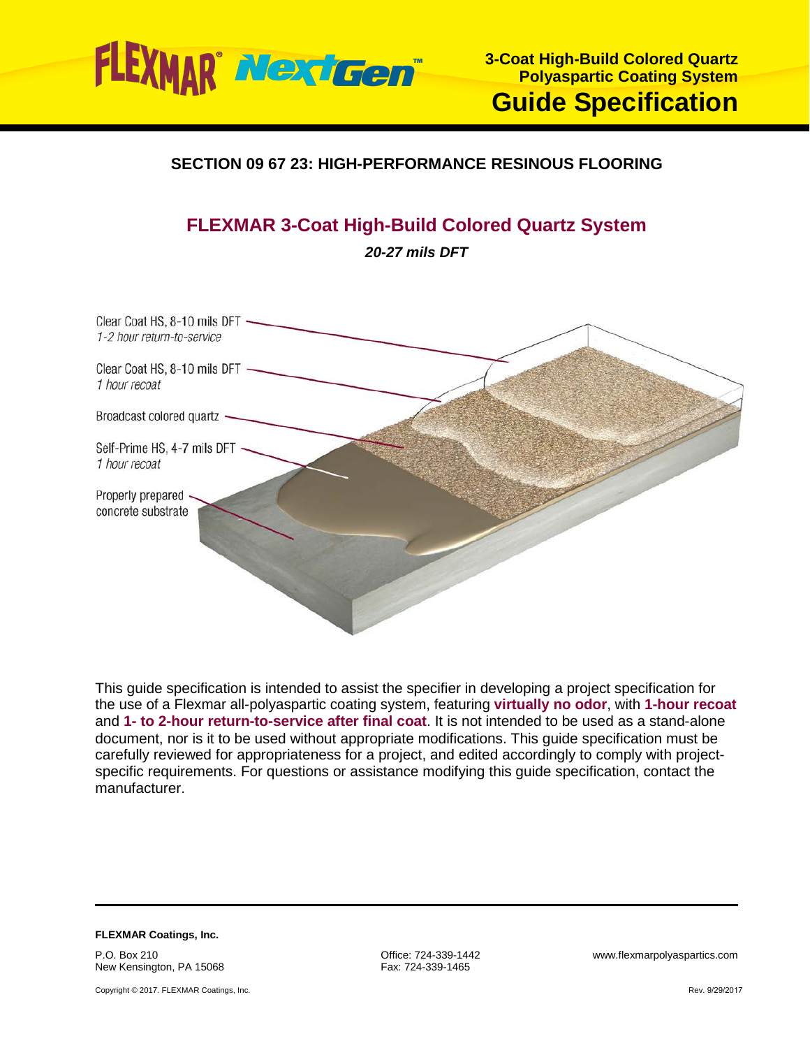FLEXMAR® NextGen™

**3-Coat High-Build Colored Quartz Polyaspartic Coating System**

# Guide Specification

## SECTION 09 67 23: HIGH-PERFORMANCE RESINOUS FLOORING

## FLEXMAR 3-Coat High-Build Colored Quartz System

***20-27 mils DFT***

Clear Coat HS, 8-10 mils DFT
*1-2 hour return-to-service*

Clear Coat HS, 8-10 mils DFT
*1 hour recoat*

Broadcast colored quartz

Self-Prime HS, 4-7 mils DFT
*1 hour recoat*

Properly prepared concrete substrate

This guide specification is intended to assist the specifier in developing a project specification for the use of a Flexmar all-polyaspartic coating system, featuring **virtually no odor**, with **1-hour recoat** and **1- to 2-hour return-to-service after final coat**. It is not intended to be used as a stand-alone document, nor is it to be used without appropriate modifications. This guide specification must be carefully reviewed for appropriateness for a project, and edited accordingly to comply with project-specific requirements. For questions or assistance modifying this guide specification, contact the manufacturer.

**FLEXMAR Coatings, Inc.**

P.O. Box 210
New Kensington, PA 15068

Office: 724-339-1442
Fax: 724-339-1465

www.flexmarpolyaspartics.com

Copyright © 2017. FLEXMAR Coatings, Inc.

Rev. 9/29/2017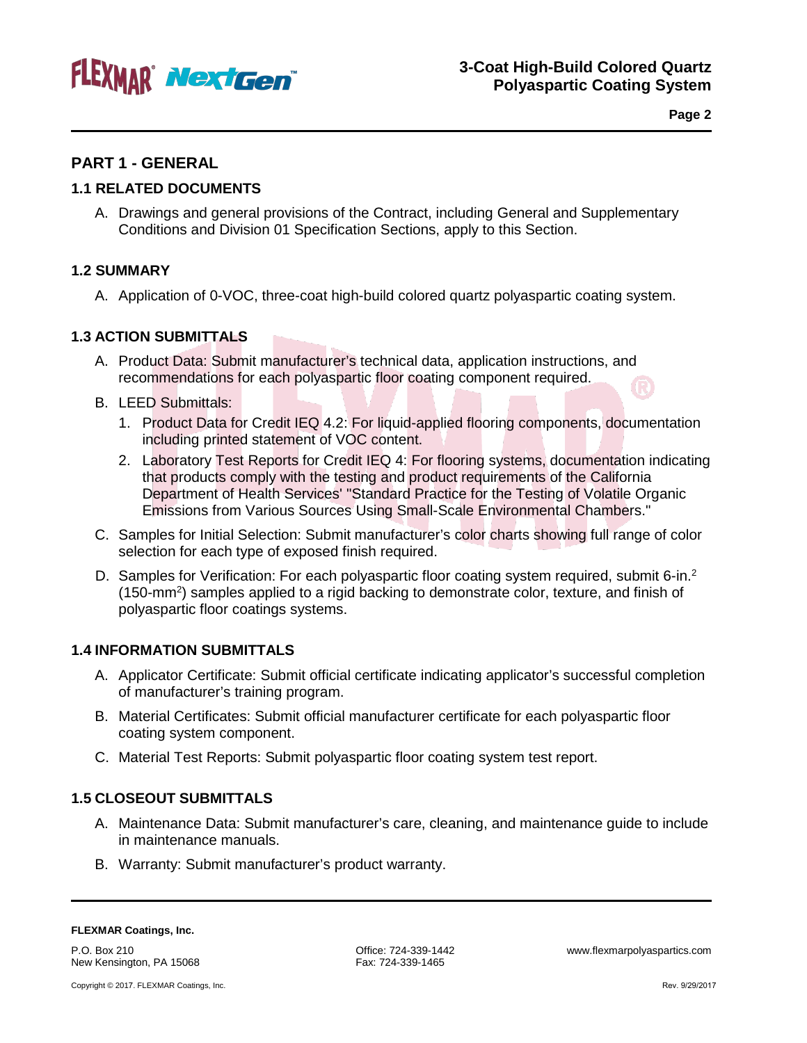## PART 1 - GENERAL

### 1.1 RELATED DOCUMENTS

A. Drawings and general provisions of the Contract, including General and Supplementary Conditions and Division 01 Specification Sections, apply to this Section.

### 1.2 SUMMARY

A. Application of 0-VOC, three-coat high-build colored quartz polyaspartic coating system.

### 1.3 ACTION SUBMITTALS

A. Product Data: Submit manufacturer's technical data, application instructions, and recommendations for each polyaspartic floor coating component required.

B. LEED Submittals:

1. Product Data for Credit IEQ 4.2: For liquid-applied flooring components, documentation including printed statement of VOC content.
2. Laboratory Test Reports for Credit IEQ 4: For flooring systems, documentation indicating that products comply with the testing and product requirements of the California Department of Health Services' "Standard Practice for the Testing of Volatile Organic Emissions from Various Sources Using Small-Scale Environmental Chambers."

C. Samples for Initial Selection: Submit manufacturer's color charts showing full range of color selection for each type of exposed finish required.

D. Samples for Verification: For each polyaspartic floor coating system required, submit 6-in.$^2$ (150-mm$^2$) samples applied to a rigid backing to demonstrate color, texture, and finish of polyaspartic floor coatings systems.

### 1.4 INFORMATION SUBMITTALS

A. Applicator Certificate: Submit official certificate indicating applicator's successful completion of manufacturer's training program.

B. Material Certificates: Submit official manufacturer certificate for each polyaspartic floor coating system component.

C. Material Test Reports: Submit polyaspartic floor coating system test report.

### 1.5 CLOSEOUT SUBMITTALS

A. Maintenance Data: Submit manufacturer's care, cleaning, and maintenance guide to include in maintenance manuals.

B. Warranty: Submit manufacturer's product warranty.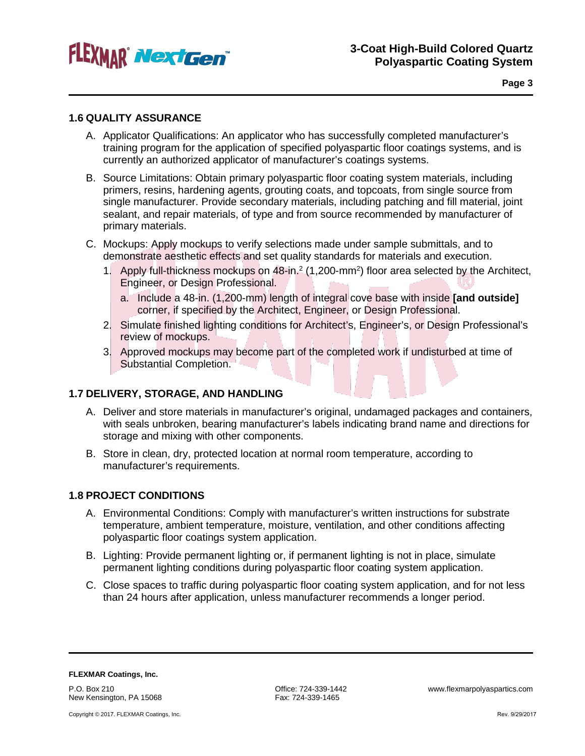## 1.6 QUALITY ASSURANCE

A. Applicator Qualifications: An applicator who has successfully completed manufacturer's training program for the application of specified polyaspartic floor coatings systems, and is currently an authorized applicator of manufacturer's coatings systems.

B. Source Limitations: Obtain primary polyaspartic floor coating system materials, including primers, resins, hardening agents, grouting coats, and topcoats, from single source from single manufacturer. Provide secondary materials, including patching and fill material, joint sealant, and repair materials, of type and from source recommended by manufacturer of primary materials.

C. Mockups: Apply mockups to verify selections made under sample submittals, and to demonstrate aesthetic effects and set quality standards for materials and execution.

   1. Apply full-thickness mockups on 48-in.$^2$ (1,200-mm$^2$) floor area selected by the Architect, Engineer, or Design Professional.

      a. Include a 48-in. (1,200-mm) length of integral cove base with inside **[and outside]** corner, if specified by the Architect, Engineer, or Design Professional.

   2. Simulate finished lighting conditions for Architect's, Engineer's, or Design Professional's review of mockups.

   3. Approved mockups may become part of the completed work if undisturbed at time of Substantial Completion.

## 1.7 DELIVERY, STORAGE, AND HANDLING

A. Deliver and store materials in manufacturer's original, undamaged packages and containers, with seals unbroken, bearing manufacturer's labels indicating brand name and directions for storage and mixing with other components.

B. Store in clean, dry, protected location at normal room temperature, according to manufacturer's requirements.

## 1.8 PROJECT CONDITIONS

A. Environmental Conditions: Comply with manufacturer's written instructions for substrate temperature, ambient temperature, moisture, ventilation, and other conditions affecting polyaspartic floor coatings system application.

B. Lighting: Provide permanent lighting or, if permanent lighting is not in place, simulate permanent lighting conditions during polyaspartic floor coating system application.

C. Close spaces to traffic during polyaspartic floor coating system application, and for not less than 24 hours after application, unless manufacturer recommends a longer period.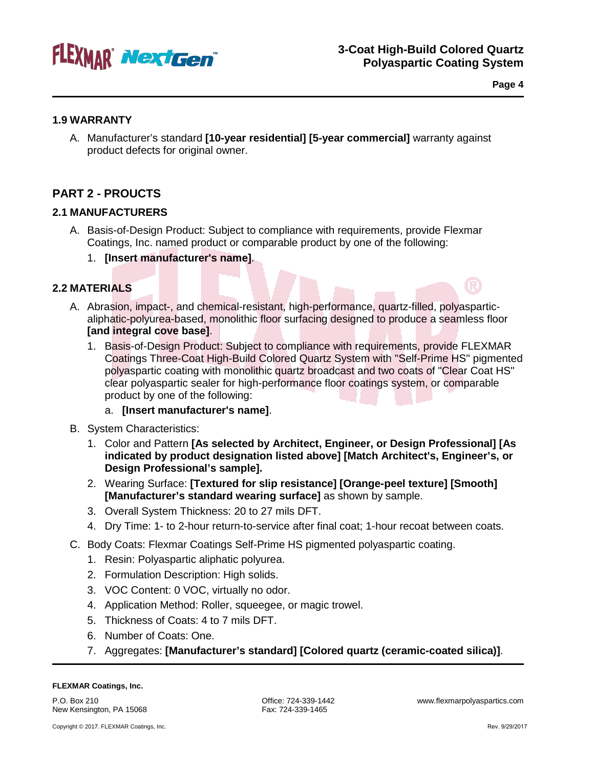## 1.9 WARRANTY

A. Manufacturer's standard **[10-year residential] [5-year commercial]** warranty against product defects for original owner.

# PART 2 - PROUCTS

## 2.1 MANUFACTURERS

A. Basis-of-Design Product: Subject to compliance with requirements, provide Flexmar Coatings, Inc. named product or comparable product by one of the following:

   1. **[Insert manufacturer's name]**.

## 2.2 MATERIALS

A. Abrasion, impact-, and chemical-resistant, high-performance, quartz-filled, polyaspartic-aliphatic-polyurea-based, monolithic floor surfacing designed to produce a seamless floor **[and integral cove base]**.

   1. Basis-of-Design Product: Subject to compliance with requirements, provide FLEXMAR Coatings Three-Coat High-Build Colored Quartz System with "Self-Prime HS" pigmented polyaspartic coating with monolithic quartz broadcast and two coats of "Clear Coat HS" clear polyaspartic sealer for high-performance floor coatings system, or comparable product by one of the following:

      a. **[Insert manufacturer's name]**.

B. System Characteristics:

   1. Color and Pattern **[As selected by Architect, Engineer, or Design Professional] [As indicated by product designation listed above] [Match Architect's, Engineer's, or Design Professional's sample].**
   2. Wearing Surface: **[Textured for slip resistance] [Orange-peel texture] [Smooth] [Manufacturer's standard wearing surface]** as shown by sample.
   3. Overall System Thickness: 20 to 27 mils DFT.
   4. Dry Time: 1- to 2-hour return-to-service after final coat; 1-hour recoat between coats.

C. Body Coats: Flexmar Coatings Self-Prime HS pigmented polyaspartic coating.

   1. Resin: Polyaspartic aliphatic polyurea.
   2. Formulation Description: High solids.
   3. VOC Content: 0 VOC, virtually no odor.
   4. Application Method: Roller, squeegee, or magic trowel.
   5. Thickness of Coats: 4 to 7 mils DFT.
   6. Number of Coats: One.
   7. Aggregates: **[Manufacturer's standard] [Colored quartz (ceramic-coated silica)]**.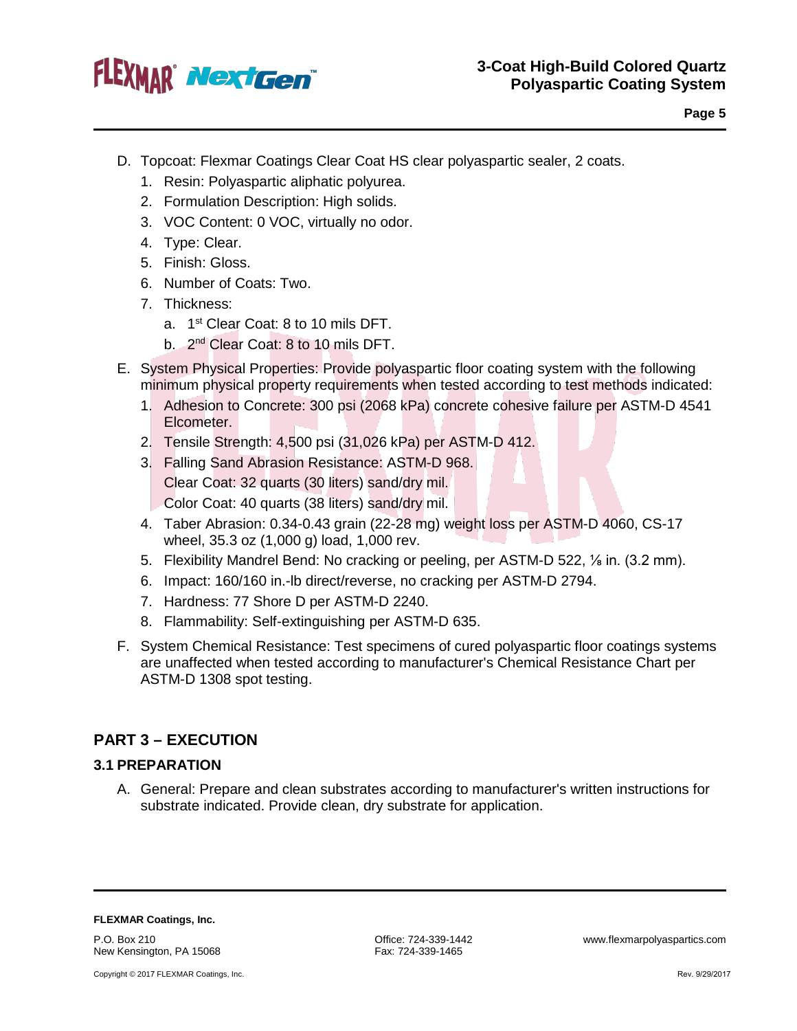D. Topcoat: Flexmar Coatings Clear Coat HS clear polyaspartic sealer, 2 coats.
   1. Resin: Polyaspartic aliphatic polyurea.
   2. Formulation Description: High solids.
   3. VOC Content: 0 VOC, virtually no odor.
   4. Type: Clear.
   5. Finish: Gloss.
   6. Number of Coats: Two.
   7. Thickness:
      a. 1st Clear Coat: 8 to 10 mils DFT.
      b. 2nd Clear Coat: 8 to 10 mils DFT.

E. System Physical Properties: Provide polyaspartic floor coating system with the following minimum physical property requirements when tested according to test methods indicated:
   1. Adhesion to Concrete: 300 psi (2068 kPa) concrete cohesive failure per ASTM-D 4541 Elcometer.
   2. Tensile Strength: 4,500 psi (31,026 kPa) per ASTM-D 412.
   3. Falling Sand Abrasion Resistance: ASTM-D 968.
      Clear Coat: 32 quarts (30 liters) sand/dry mil.
      Color Coat: 40 quarts (38 liters) sand/dry mil.
   4. Taber Abrasion: 0.34-0.43 grain (22-28 mg) weight loss per ASTM-D 4060, CS-17 wheel, 35.3 oz (1,000 g) load, 1,000 rev.
   5. Flexibility Mandrel Bend: No cracking or peeling, per ASTM-D 522, ⅛ in. (3.2 mm).
   6. Impact: 160/160 in.-lb direct/reverse, no cracking per ASTM-D 2794.
   7. Hardness: 77 Shore D per ASTM-D 2240.
   8. Flammability: Self-extinguishing per ASTM-D 635.

F. System Chemical Resistance: Test specimens of cured polyaspartic floor coatings systems are unaffected when tested according to manufacturer's Chemical Resistance Chart per ASTM-D 1308 spot testing.

## PART 3 – EXECUTION

### 3.1 PREPARATION

A. General: Prepare and clean substrates according to manufacturer's written instructions for substrate indicated. Provide clean, dry substrate for application.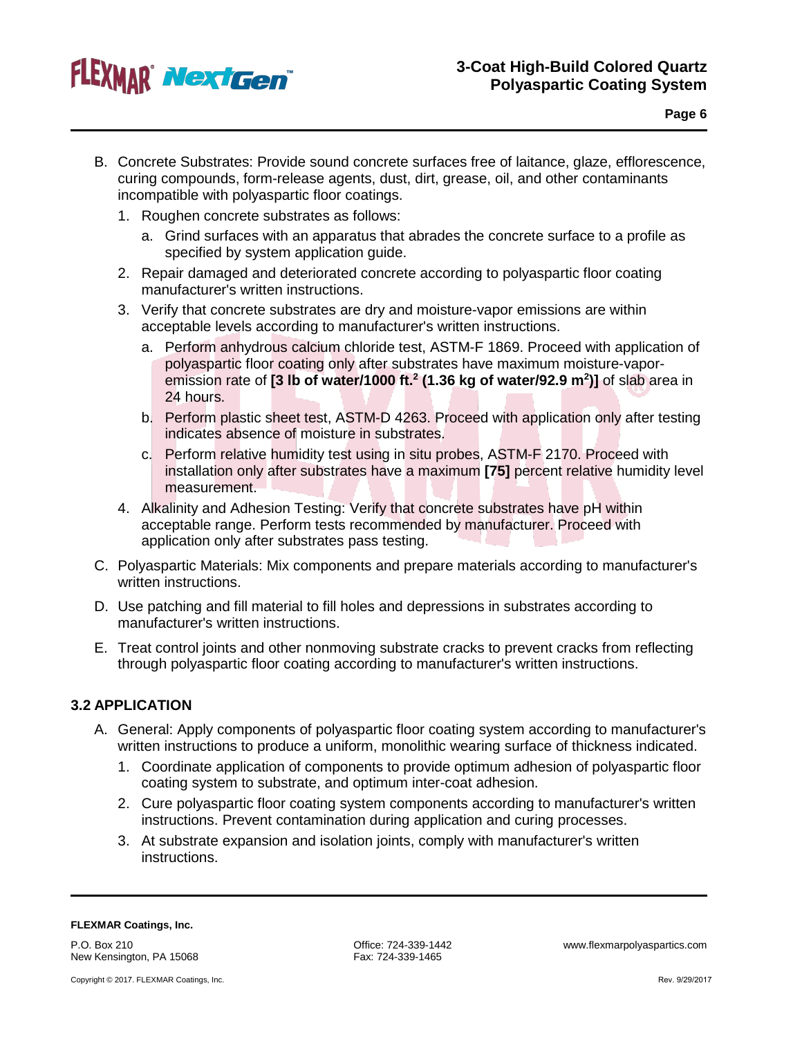B. Concrete Substrates: Provide sound concrete surfaces free of laitance, glaze, efflorescence, curing compounds, form-release agents, dust, dirt, grease, oil, and other contaminants incompatible with polyaspartic floor coatings.

   1. Roughen concrete substrates as follows:

      a. Grind surfaces with an apparatus that abrades the concrete surface to a profile as specified by system application guide.

   2. Repair damaged and deteriorated concrete according to polyaspartic floor coating manufacturer's written instructions.

   3. Verify that concrete substrates are dry and moisture-vapor emissions are within acceptable levels according to manufacturer's written instructions.

      a. Perform anhydrous calcium chloride test, ASTM-F 1869. Proceed with application of polyaspartic floor coating only after substrates have maximum moisture-vapor-emission rate of **[3 lb of water/1000 ft.$^2$ (1.36 kg of water/92.9 m$^2$)]** of slab area in 24 hours.

      b. Perform plastic sheet test, ASTM-D 4263. Proceed with application only after testing indicates absence of moisture in substrates.

      c. Perform relative humidity test using in situ probes, ASTM-F 2170. Proceed with installation only after substrates have a maximum **[75]** percent relative humidity level measurement.

   4. Alkalinity and Adhesion Testing: Verify that concrete substrates have pH within acceptable range. Perform tests recommended by manufacturer. Proceed with application only after substrates pass testing.

C. Polyaspartic Materials: Mix components and prepare materials according to manufacturer's written instructions.

D. Use patching and fill material to fill holes and depressions in substrates according to manufacturer's written instructions.

E. Treat control joints and other nonmoving substrate cracks to prevent cracks from reflecting through polyaspartic floor coating according to manufacturer's written instructions.

## 3.2 APPLICATION

A. General: Apply components of polyaspartic floor coating system according to manufacturer's written instructions to produce a uniform, monolithic wearing surface of thickness indicated.

   1. Coordinate application of components to provide optimum adhesion of polyaspartic floor coating system to substrate, and optimum inter-coat adhesion.

   2. Cure polyaspartic floor coating system components according to manufacturer's written instructions. Prevent contamination during application and curing processes.

   3. At substrate expansion and isolation joints, comply with manufacturer's written instructions.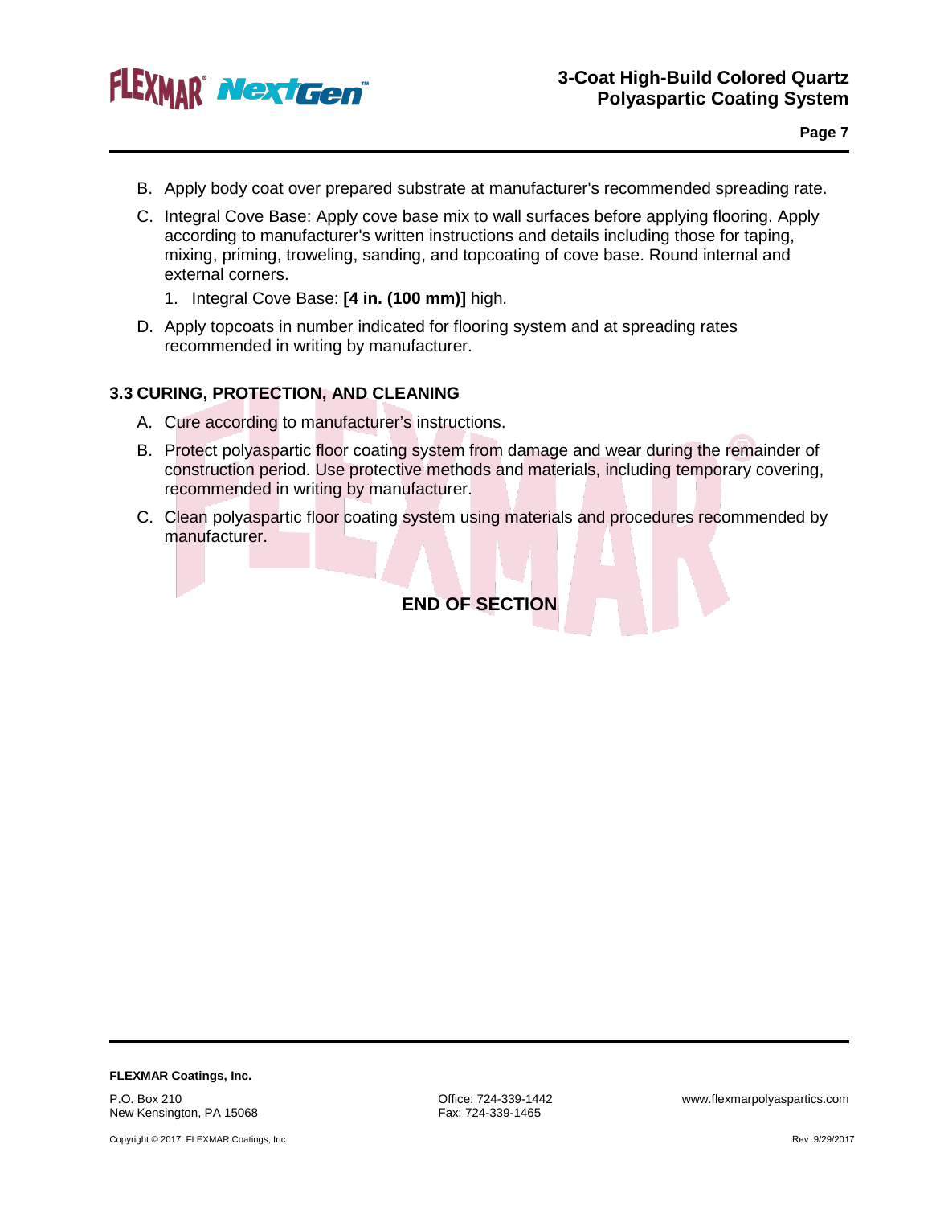B. Apply body coat over prepared substrate at manufacturer's recommended spreading rate.

C. Integral Cove Base: Apply cove base mix to wall surfaces before applying flooring. Apply according to manufacturer's written instructions and details including those for taping, mixing, priming, troweling, sanding, and topcoating of cove base. Round internal and external corners.

   1. Integral Cove Base: **[4 in. (100 mm)]** high.

D. Apply topcoats in number indicated for flooring system and at spreading rates recommended in writing by manufacturer.

### 3.3 CURING, PROTECTION, AND CLEANING

A. Cure according to manufacturer's instructions.

B. Protect polyaspartic floor coating system from damage and wear during the remainder of construction period. Use protective methods and materials, including temporary covering, recommended in writing by manufacturer.

C. Clean polyaspartic floor coating system using materials and procedures recommended by manufacturer.

**END OF SECTION**